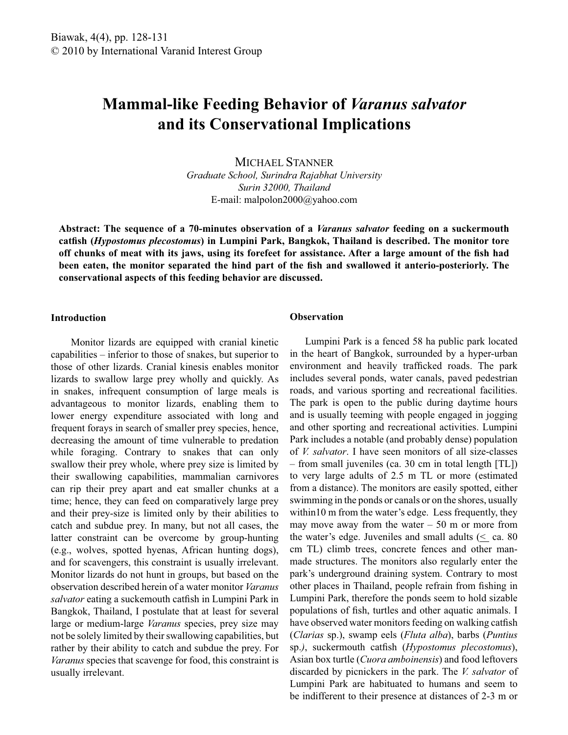# Mammal-like Feeding Behavior of *Varanus salvator* and its Conservational Implications

MICHAEL STANNER

*Graduate School, Surindra Rajabhat University*
*Surin 32000, Thailand*
E-mail: malpolon2000@yahoo.com

**Abstract: The sequence of a 70-minutes observation of a *Varanus salvator* feeding on a suckermouth catfish (*Hypostomus plecostomus*) in Lumpini Park, Bangkok, Thailand is described. The monitor tore off chunks of meat with its jaws, using its forefeet for assistance. After a large amount of the fish had been eaten, the monitor separated the hind part of the fish and swallowed it anterio-posteriorly. The conservational aspects of this feeding behavior are discussed.**

## Introduction

Monitor lizards are equipped with cranial kinetic capabilities – inferior to those of snakes, but superior to those of other lizards. Cranial kinesis enables monitor lizards to swallow large prey wholly and quickly. As in snakes, infrequent consumption of large meals is advantageous to monitor lizards, enabling them to lower energy expenditure associated with long and frequent forays in search of smaller prey species, hence, decreasing the amount of time vulnerable to predation while foraging. Contrary to snakes that can only swallow their prey whole, where prey size is limited by their swallowing capabilities, mammalian carnivores can rip their prey apart and eat smaller chunks at a time; hence, they can feed on comparatively large prey and their prey-size is limited only by their abilities to catch and subdue prey. In many, but not all cases, the latter constraint can be overcome by group-hunting (e.g., wolves, spotted hyenas, African hunting dogs), and for scavengers, this constraint is usually irrelevant. Monitor lizards do not hunt in groups, but based on the observation described herein of a water monitor *Varanus salvator* eating a suckermouth catfish in Lumpini Park in Bangkok, Thailand, I postulate that at least for several large or medium-large *Varanus* species, prey size may not be solely limited by their swallowing capabilities, but rather by their ability to catch and subdue the prey. For *Varanus* species that scavenge for food, this constraint is usually irrelevant.

## Observation

Lumpini Park is a fenced 58 ha public park located in the heart of Bangkok, surrounded by a hyper-urban environment and heavily trafficked roads. The park includes several ponds, water canals, paved pedestrian roads, and various sporting and recreational facilities. The park is open to the public during daytime hours and is usually teeming with people engaged in jogging and other sporting and recreational activities. Lumpini Park includes a notable (and probably dense) population of *V. salvator*. I have seen monitors of all size-classes – from small juveniles (ca. 30 cm in total length [TL]) to very large adults of 2.5 m TL or more (estimated from a distance). The monitors are easily spotted, either swimming in the ponds or canals or on the shores, usually within10 m from the water's edge. Less frequently, they may move away from the water – 50 m or more from the water's edge. Juveniles and small adults ($\leq$ ca. 80 cm TL) climb trees, concrete fences and other man-made structures. The monitors also regularly enter the park's underground draining system. Contrary to most other places in Thailand, people refrain from fishing in Lumpini Park, therefore the ponds seem to hold sizable populations of fish, turtles and other aquatic animals. I have observed water monitors feeding on walking catfish (*Clarias* sp.), swamp eels (*Fluta alba*), barbs (*Puntius* sp.*)*, suckermouth catfish (*Hypostomus plecostomus*), Asian box turtle (*Cuora amboinensis*) and food leftovers discarded by picnickers in the park. The *V. salvator* of Lumpini Park are habituated to humans and seem to be indifferent to their presence at distances of 2-3 m or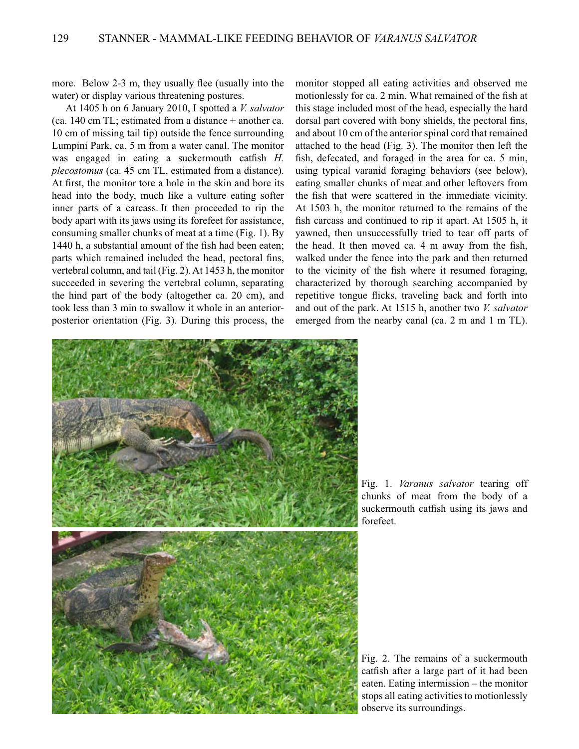more. Below 2-3 m, they usually flee (usually into the water) or display various threatening postures.

At 1405 h on 6 January 2010, I spotted a *V. salvator* (ca. 140 cm TL; estimated from a distance + another ca. 10 cm of missing tail tip) outside the fence surrounding Lumpini Park, ca. 5 m from a water canal. The monitor was engaged in eating a suckermouth catfish *H. plecostomus* (ca. 45 cm TL, estimated from a distance). At first, the monitor tore a hole in the skin and bore its head into the body, much like a vulture eating softer inner parts of a carcass. It then proceeded to rip the body apart with its jaws using its forefeet for assistance, consuming smaller chunks of meat at a time (Fig. 1). By 1440 h, a substantial amount of the fish had been eaten; parts which remained included the head, pectoral fins, vertebral column, and tail (Fig. 2). At 1453 h, the monitor succeeded in severing the vertebral column, separating the hind part of the body (altogether ca. 20 cm), and took less than 3 min to swallow it whole in an anterior-posterior orientation (Fig. 3). During this process, the monitor stopped all eating activities and observed me motionlessly for ca. 2 min. What remained of the fish at this stage included most of the head, especially the hard dorsal part covered with bony shields, the pectoral fins, and about 10 cm of the anterior spinal cord that remained attached to the head (Fig. 3). The monitor then left the fish, defecated, and foraged in the area for ca. 5 min, using typical varanid foraging behaviors (see below), eating smaller chunks of meat and other leftovers from the fish that were scattered in the immediate vicinity. At 1503 h, the monitor returned to the remains of the fish carcass and continued to rip it apart. At 1505 h, it yawned, then unsuccessfully tried to tear off parts of the head. It then moved ca. 4 m away from the fish, walked under the fence into the park and then returned to the vicinity of the fish where it resumed foraging, characterized by thorough searching accompanied by repetitive tongue flicks, traveling back and forth into and out of the park. At 1515 h, another two *V. salvator* emerged from the nearby canal (ca. 2 m and 1 m TL).

Fig. 1. *Varanus salvator* tearing off chunks of meat from the body of a suckermouth catfish using its jaws and forefeet.

Fig. 2. The remains of a suckermouth catfish after a large part of it had been eaten. Eating intermission – the monitor stops all eating activities to motionlessly observe its surroundings.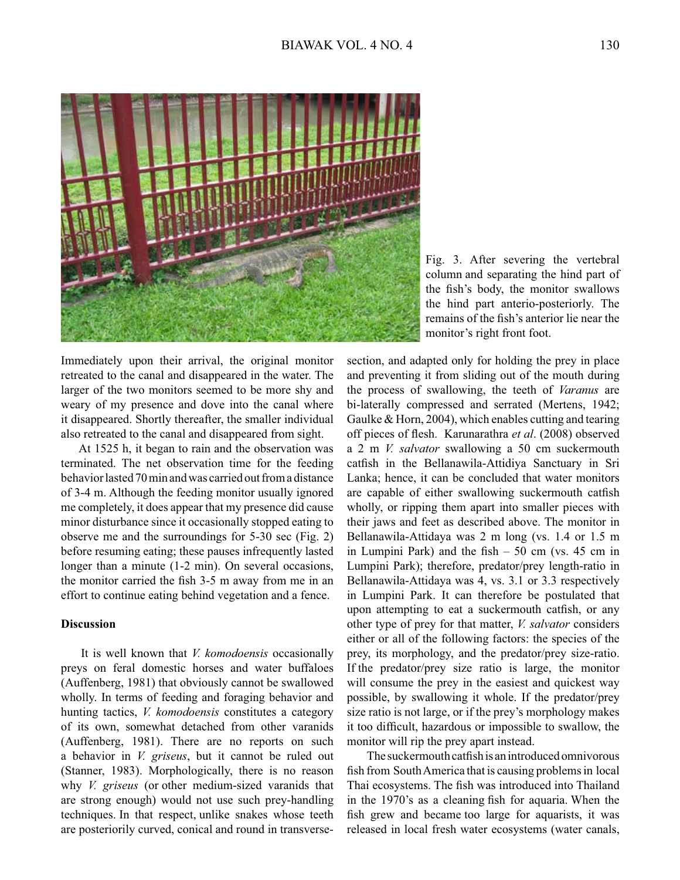Fig. 3. After severing the vertebral column and separating the hind part of the fish's body, the monitor swallows the hind part anterio-posteriorly. The remains of the fish's anterior lie near the monitor's right front foot.

Immediately upon their arrival, the original monitor retreated to the canal and disappeared in the water. The larger of the two monitors seemed to be more shy and weary of my presence and dove into the canal where it disappeared. Shortly thereafter, the smaller individual also retreated to the canal and disappeared from sight.

At 1525 h, it began to rain and the observation was terminated. The net observation time for the feeding behavior lasted 70 min and was carried out from a distance of 3-4 m. Although the feeding monitor usually ignored me completely, it does appear that my presence did cause minor disturbance since it occasionally stopped eating to observe me and the surroundings for 5-30 sec (Fig. 2) before resuming eating; these pauses infrequently lasted longer than a minute (1-2 min). On several occasions, the monitor carried the fish 3-5 m away from me in an effort to continue eating behind vegetation and a fence.

**Discussion**

It is well known that *V. komodoensis* occasionally preys on feral domestic horses and water buffaloes (Auffenberg, 1981) that obviously cannot be swallowed wholly. In terms of feeding and foraging behavior and hunting tactics, *V. komodoensis* constitutes a category of its own, somewhat detached from other varanids (Auffenberg, 1981). There are no reports on such a behavior in *V. griseus*, but it cannot be ruled out (Stanner, 1983). Morphologically, there is no reason why *V. griseus* (or other medium-sized varanids that are strong enough) would not use such prey-handling techniques. In that respect, unlike snakes whose teeth are posteriorly curved, conical and round in transverse-section, and adapted only for holding the prey in place and preventing it from sliding out of the mouth during the process of swallowing, the teeth of *Varanus* are bi-laterally compressed and serrated (Mertens, 1942; Gaulke & Horn, 2004), which enables cutting and tearing off pieces of flesh. Karunarathra *et al*. (2008) observed a 2 m *V. salvator* swallowing a 50 cm suckermouth catfish in the Bellanawila-Attidiya Sanctuary in Sri Lanka; hence, it can be concluded that water monitors are capable of either swallowing suckermouth catfish wholly, or ripping them apart into smaller pieces with their jaws and feet as described above. The monitor in Bellanawila-Attidaya was 2 m long (vs. 1.4 or 1.5 m in Lumpini Park) and the fish – 50 cm (vs. 45 cm in Lumpini Park); therefore, predator/prey length-ratio in Bellanawila-Attidaya was 4, vs. 3.1 or 3.3 respectively in Lumpini Park. It can therefore be postulated that upon attempting to eat a suckermouth catfish, or any other type of prey for that matter, *V. salvator* considers either or all of the following factors: the species of the prey, its morphology, and the predator/prey size-ratio. If the predator/prey size ratio is large, the monitor will consume the prey in the easiest and quickest way possible, by swallowing it whole. If the predator/prey size ratio is not large, or if the prey's morphology makes it too difficult, hazardous or impossible to swallow, the monitor will rip the prey apart instead.

The suckermouth catfish is an introduced omnivorous fish from South America that is causing problems in local Thai ecosystems. The fish was introduced into Thailand in the 1970's as a cleaning fish for aquaria. When the fish grew and became too large for aquarists, it was released in local fresh water ecosystems (water canals,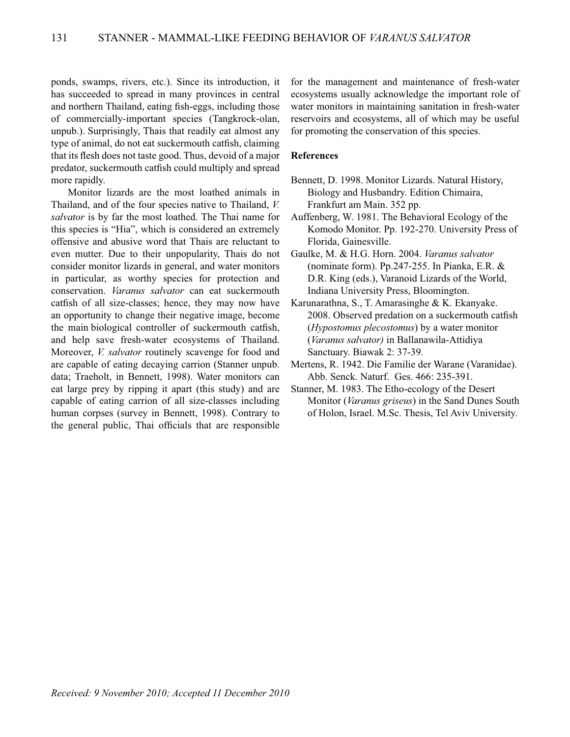ponds, swamps, rivers, etc.). Since its introduction, it has succeeded to spread in many provinces in central and northern Thailand, eating fish-eggs, including those of commercially-important species (Tangkrock-olan, unpub.). Surprisingly, Thais that readily eat almost any type of animal, do not eat suckermouth catfish, claiming that its flesh does not taste good. Thus, devoid of a major predator, suckermouth catfish could multiply and spread more rapidly.

Monitor lizards are the most loathed animals in Thailand, and of the four species native to Thailand, *V. salvator* is by far the most loathed. The Thai name for this species is "Hia", which is considered an extremely offensive and abusive word that Thais are reluctant to even mutter. Due to their unpopularity, Thais do not consider monitor lizards in general, and water monitors in particular, as worthy species for protection and conservation. *Varanus salvator* can eat suckermouth catfish of all size-classes; hence, they may now have an opportunity to change their negative image, become the main biological controller of suckermouth catfish, and help save fresh-water ecosystems of Thailand. Moreover, *V. salvator* routinely scavenge for food and are capable of eating decaying carrion (Stanner unpub. data; Traeholt, in Bennett, 1998). Water monitors can eat large prey by ripping it apart (this study) and are capable of eating carrion of all size-classes including human corpses (survey in Bennett, 1998). Contrary to the general public, Thai officials that are responsible for the management and maintenance of fresh-water ecosystems usually acknowledge the important role of water monitors in maintaining sanitation in fresh-water reservoirs and ecosystems, all of which may be useful for promoting the conservation of this species.

**References**

Bennett, D. 1998. Monitor Lizards. Natural History, Biology and Husbandry. Edition Chimaira, Frankfurt am Main. 352 pp.

Auffenberg, W. 1981. The Behavioral Ecology of the Komodo Monitor. Pp. 192-270. University Press of Florida, Gainesville.

Gaulke, M. & H.G. Horn. 2004. *Varanus salvator* (nominate form). Pp.247-255. In Pianka, E.R. & D.R. King (eds.), Varanoid Lizards of the World, Indiana University Press, Bloomington.

Karunarathna, S., T. Amarasinghe & K. Ekanyake. 2008. Observed predation on a suckermouth catfish (*Hypostomus plecostomus*) by a water monitor (*Varanus salvator)* in Ballanawila-Attidiya Sanctuary. Biawak 2: 37-39.

Mertens, R. 1942. Die Familie der Warane (Varanidae). Abb. Senck. Naturf. Ges. 466: 235-391.

Stanner, M. 1983. The Etho-ecology of the Desert Monitor (*Varanus griseus*) in the Sand Dunes South of Holon, Israel. M.Sc. Thesis, Tel Aviv University.

*Received: 9 November 2010; Accepted 11 December 2010*